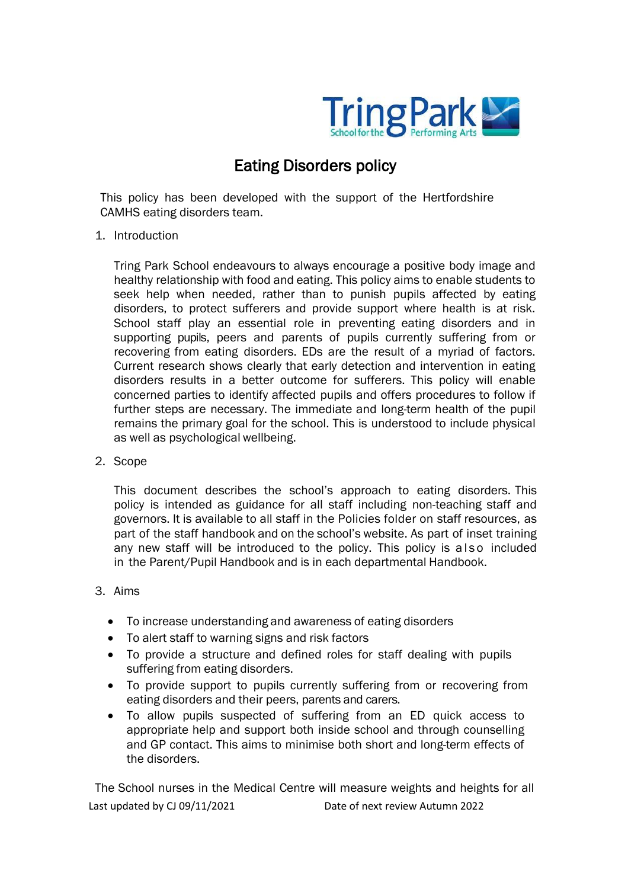# Eating Disorders policy

This policy has been developed with the support of the Hertfordshire CAMHS eating disorders team.

1. Introduction

   Tring Park School endeavours to always encourage a positive body image and healthy relationship with food and eating. This policy aims to enable students to seek help when needed, rather than to punish pupils affected by eating disorders, to protect sufferers and provide support where health is at risk. School staff play an essential role in preventing eating disorders and in supporting pupils, peers and parents of pupils currently suffering from or recovering from eating disorders. EDs are the result of a myriad of factors. Current research shows clearly that early detection and intervention in eating disorders results in a better outcome for sufferers. This policy will enable concerned parties to identify affected pupils and offers procedures to follow if further steps are necessary. The immediate and long-term health of the pupil remains the primary goal for the school. This is understood to include physical as well as psychological wellbeing.

2. Scope

   This document describes the school's approach to eating disorders. This policy is intended as guidance for all staff including non-teaching staff and governors. It is available to all staff in the Policies folder on staff resources, as part of the staff handbook and on the school's website. As part of inset training any new staff will be introduced to the policy. This policy is also included in the Parent/Pupil Handbook and is in each departmental Handbook.

3. Aims

   - To increase understanding and awareness of eating disorders
   - To alert staff to warning signs and risk factors
   - To provide a structure and defined roles for staff dealing with pupils suffering from eating disorders.
   - To provide support to pupils currently suffering from or recovering from eating disorders and their peers, parents and carers.
   - To allow pupils suspected of suffering from an ED quick access to appropriate help and support both inside school and through counselling and GP contact. This aims to minimise both short and long-term effects of the disorders.

The School nurses in the Medical Centre will measure weights and heights for all

Last updated by CJ 09/11/2021 Date of next review Autumn 2022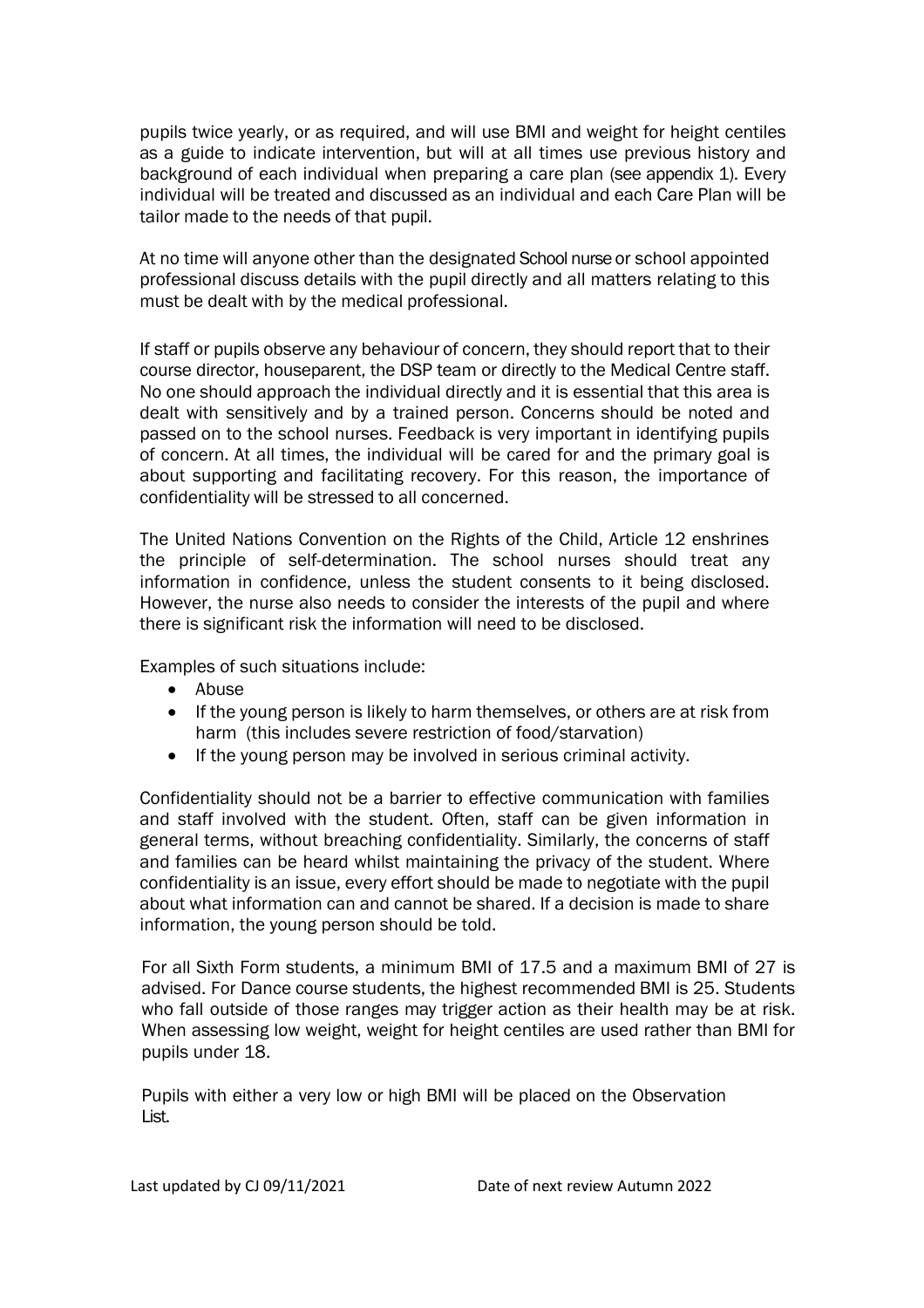pupils twice yearly, or as required, and will use BMI and weight for height centiles as a guide to indicate intervention, but will at all times use previous history and background of each individual when preparing a care plan (see appendix 1). Every individual will be treated and discussed as an individual and each Care Plan will be tailor made to the needs of that pupil.

At no time will anyone other than the designated School nurse or school appointed professional discuss details with the pupil directly and all matters relating to this must be dealt with by the medical professional.

If staff or pupils observe any behaviour of concern, they should report that to their course director, houseparent, the DSP team or directly to the Medical Centre staff. No one should approach the individual directly and it is essential that this area is dealt with sensitively and by a trained person. Concerns should be noted and passed on to the school nurses. Feedback is very important in identifying pupils of concern. At all times, the individual will be cared for and the primary goal is about supporting and facilitating recovery. For this reason, the importance of confidentiality will be stressed to all concerned.

The United Nations Convention on the Rights of the Child, Article 12 enshrines the principle of self-determination. The school nurses should treat any information in confidence, unless the student consents to it being disclosed. However, the nurse also needs to consider the interests of the pupil and where there is significant risk the information will need to be disclosed.

Examples of such situations include:

- Abuse
- If the young person is likely to harm themselves, or others are at risk from harm (this includes severe restriction of food/starvation)
- If the young person may be involved in serious criminal activity.

Confidentiality should not be a barrier to effective communication with families and staff involved with the student. Often, staff can be given information in general terms, without breaching confidentiality. Similarly, the concerns of staff and families can be heard whilst maintaining the privacy of the student. Where confidentiality is an issue, every effort should be made to negotiate with the pupil about what information can and cannot be shared. If a decision is made to share information, the young person should be told.

For all Sixth Form students, a minimum BMI of 17.5 and a maximum BMI of 27 is advised. For Dance course students, the highest recommended BMI is 25. Students who fall outside of those ranges may trigger action as their health may be at risk. When assessing low weight, weight for height centiles are used rather than BMI for pupils under 18.

Pupils with either a very low or high BMI will be placed on the Observation List.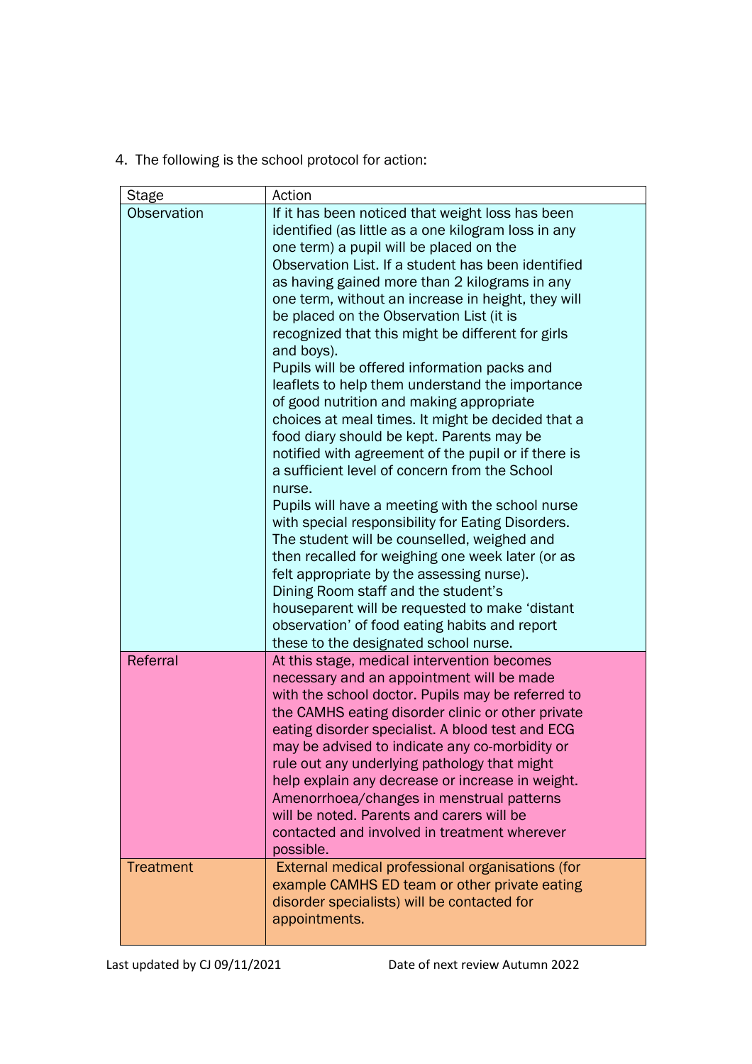4. The following is the school protocol for action:

| Stage | Action |
|---|---|
| Observation | If it has been noticed that weight loss has been identified (as little as a one kilogram loss in any one term) a pupil will be placed on the Observation List. If a student has been identified as having gained more than 2 kilograms in any one term, without an increase in height, they will be placed on the Observation List (it is recognized that this might be different for girls and boys).<br>Pupils will be offered information packs and leaflets to help them understand the importance of good nutrition and making appropriate choices at meal times. It might be decided that a food diary should be kept. Parents may be notified with agreement of the pupil or if there is a sufficient level of concern from the School nurse.<br>Pupils will have a meeting with the school nurse with special responsibility for Eating Disorders. The student will be counselled, weighed and then recalled for weighing one week later (or as felt appropriate by the assessing nurse).<br>Dining Room staff and the student's houseparent will be requested to make 'distant observation' of food eating habits and report these to the designated school nurse. |
| Referral | At this stage, medical intervention becomes necessary and an appointment will be made with the school doctor. Pupils may be referred to the CAMHS eating disorder clinic or other private eating disorder specialist. A blood test and ECG may be advised to indicate any co-morbidity or rule out any underlying pathology that might help explain any decrease or increase in weight. Amenorrhoea/changes in menstrual patterns will be noted. Parents and carers will be contacted and involved in treatment wherever possible. |
| Treatment | External medical professional organisations (for example CAMHS ED team or other private eating disorder specialists) will be contacted for appointments. |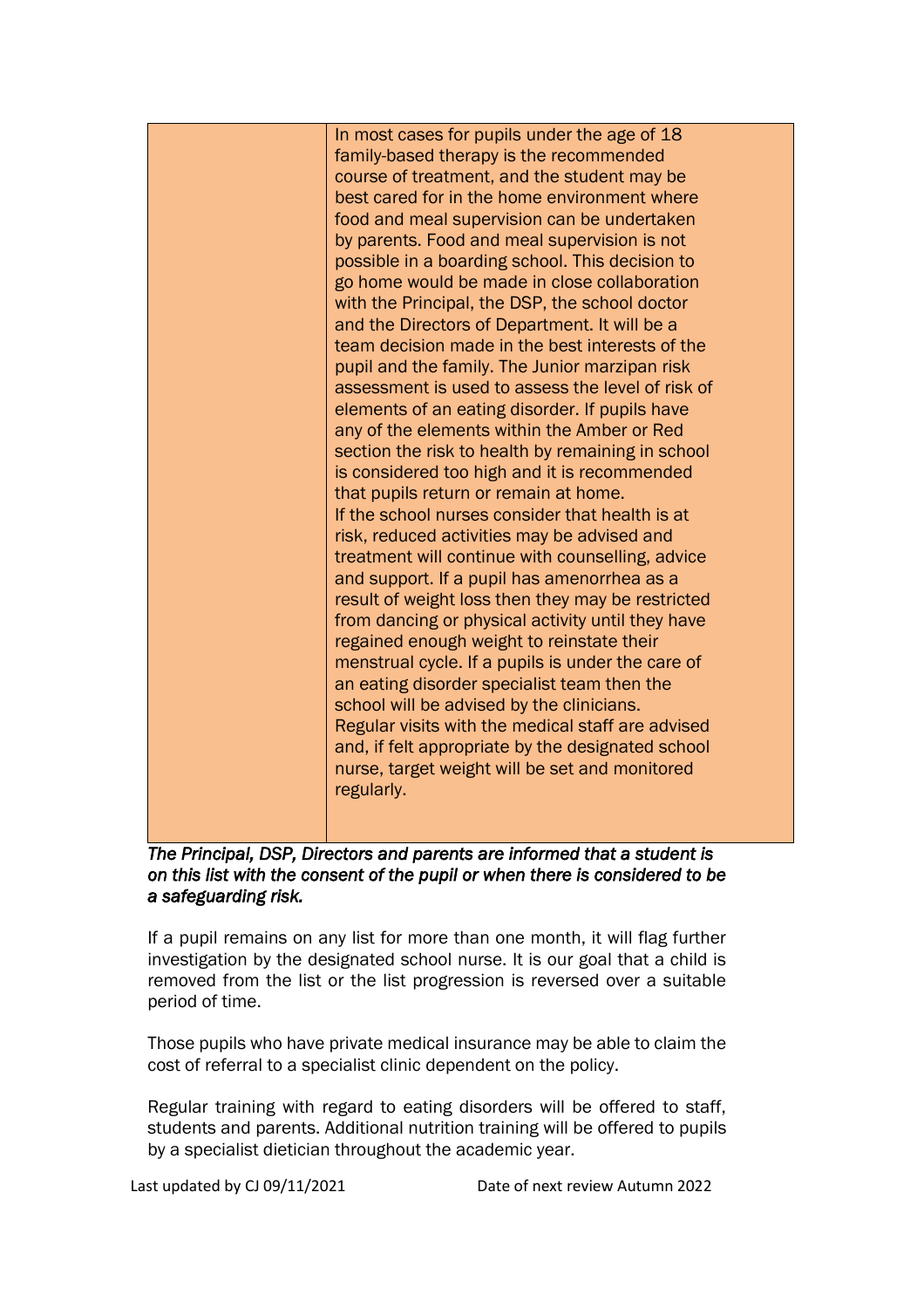|  | In most cases for pupils under the age of 18 family-based therapy is the recommended course of treatment, and the student may be best cared for in the home environment where food and meal supervision can be undertaken by parents. Food and meal supervision is not possible in a boarding school. This decision to go home would be made in close collaboration with the Principal, the DSP, the school doctor and the Directors of Department. It will be a team decision made in the best interests of the pupil and the family. The Junior marzipan risk assessment is used to assess the level of risk of elements of an eating disorder. If pupils have any of the elements within the Amber or Red section the risk to health by remaining in school is considered too high and it is recommended that pupils return or remain at home.<br>If the school nurses consider that health is at risk, reduced activities may be advised and treatment will continue with counselling, advice and support. If a pupil has amenorrhea as a result of weight loss then they may be restricted from dancing or physical activity until they have regained enough weight to reinstate their menstrual cycle. If a pupils is under the care of an eating disorder specialist team then the school will be advised by the clinicians.<br>Regular visits with the medical staff are advised and, if felt appropriate by the designated school nurse, target weight will be set and monitored regularly. |
|---|---|

*The Principal, DSP, Directors and parents are informed that a student is on this list with the consent of the pupil or when there is considered to be a safeguarding risk.*

If a pupil remains on any list for more than one month, it will flag further investigation by the designated school nurse. It is our goal that a child is removed from the list or the list progression is reversed over a suitable period of time.

Those pupils who have private medical insurance may be able to claim the cost of referral to a specialist clinic dependent on the policy.

Regular training with regard to eating disorders will be offered to staff, students and parents. Additional nutrition training will be offered to pupils by a specialist dietician throughout the academic year.

Last updated by CJ 09/11/2021 Date of next review Autumn 2022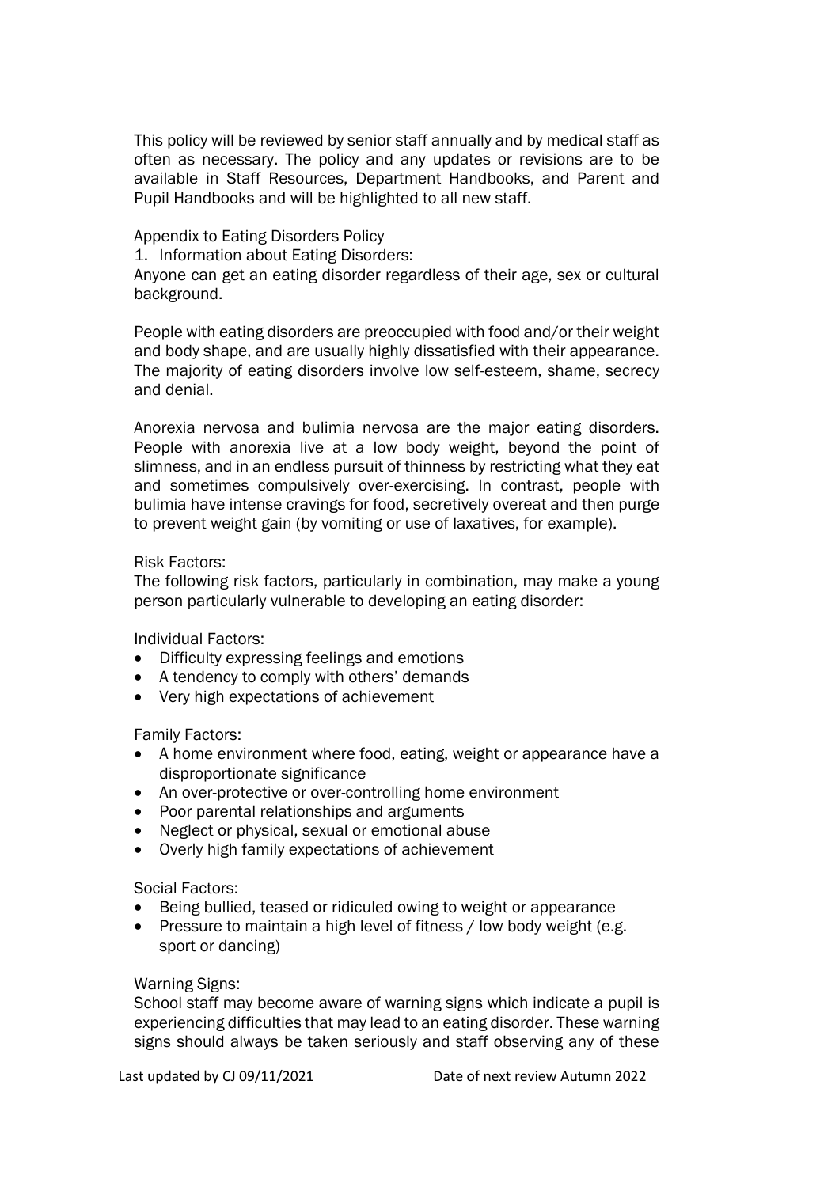This policy will be reviewed by senior staff annually and by medical staff as often as necessary. The policy and any updates or revisions are to be available in Staff Resources, Department Handbooks, and Parent and Pupil Handbooks and will be highlighted to all new staff.

## Appendix to Eating Disorders Policy

1. Information about Eating Disorders:

Anyone can get an eating disorder regardless of their age, sex or cultural background.

People with eating disorders are preoccupied with food and/or their weight and body shape, and are usually highly dissatisfied with their appearance. The majority of eating disorders involve low self-esteem, shame, secrecy and denial.

Anorexia nervosa and bulimia nervosa are the major eating disorders. People with anorexia live at a low body weight, beyond the point of slimness, and in an endless pursuit of thinness by restricting what they eat and sometimes compulsively over-exercising. In contrast, people with bulimia have intense cravings for food, secretively overeat and then purge to prevent weight gain (by vomiting or use of laxatives, for example).

### Risk Factors:

The following risk factors, particularly in combination, may make a young person particularly vulnerable to developing an eating disorder:

Individual Factors:

- Difficulty expressing feelings and emotions
- A tendency to comply with others' demands
- Very high expectations of achievement

Family Factors:

- A home environment where food, eating, weight or appearance have a disproportionate significance
- An over-protective or over-controlling home environment
- Poor parental relationships and arguments
- Neglect or physical, sexual or emotional abuse
- Overly high family expectations of achievement

Social Factors:

- Being bullied, teased or ridiculed owing to weight or appearance
- Pressure to maintain a high level of fitness / low body weight (e.g. sport or dancing)

### Warning Signs:

School staff may become aware of warning signs which indicate a pupil is experiencing difficulties that may lead to an eating disorder. These warning signs should always be taken seriously and staff observing any of these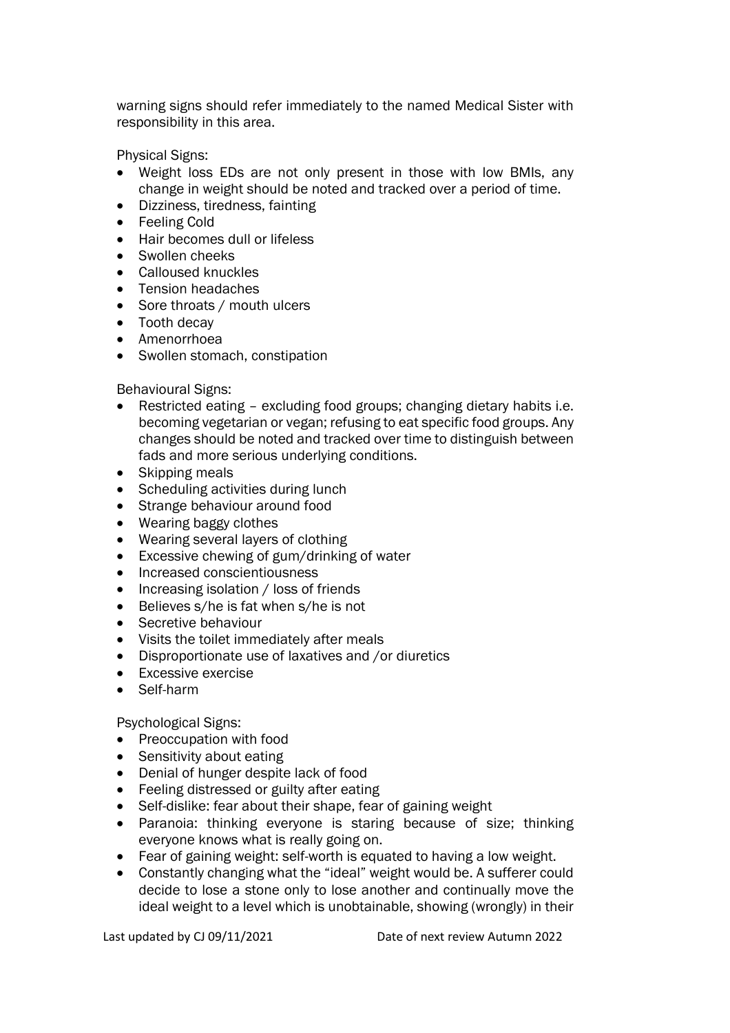warning signs should refer immediately to the named Medical Sister with responsibility in this area.

Physical Signs:

- Weight loss EDs are not only present in those with low BMIs, any change in weight should be noted and tracked over a period of time.
- Dizziness, tiredness, fainting
- Feeling Cold
- Hair becomes dull or lifeless
- Swollen cheeks
- Calloused knuckles
- Tension headaches
- Sore throats / mouth ulcers
- Tooth decay
- Amenorrhoea
- Swollen stomach, constipation

Behavioural Signs:

- Restricted eating – excluding food groups; changing dietary habits i.e. becoming vegetarian or vegan; refusing to eat specific food groups. Any changes should be noted and tracked over time to distinguish between fads and more serious underlying conditions.
- Skipping meals
- Scheduling activities during lunch
- Strange behaviour around food
- Wearing baggy clothes
- Wearing several layers of clothing
- Excessive chewing of gum/drinking of water
- Increased conscientiousness
- Increasing isolation / loss of friends
- Believes s/he is fat when s/he is not
- Secretive behaviour
- Visits the toilet immediately after meals
- Disproportionate use of laxatives and /or diuretics
- Excessive exercise
- Self-harm

Psychological Signs:

- Preoccupation with food
- Sensitivity about eating
- Denial of hunger despite lack of food
- Feeling distressed or guilty after eating
- Self-dislike: fear about their shape, fear of gaining weight
- Paranoia: thinking everyone is staring because of size; thinking everyone knows what is really going on.
- Fear of gaining weight: self-worth is equated to having a low weight.
- Constantly changing what the "ideal" weight would be. A sufferer could decide to lose a stone only to lose another and continually move the ideal weight to a level which is unobtainable, showing (wrongly) in their

Last updated by CJ 09/11/2021 Date of next review Autumn 2022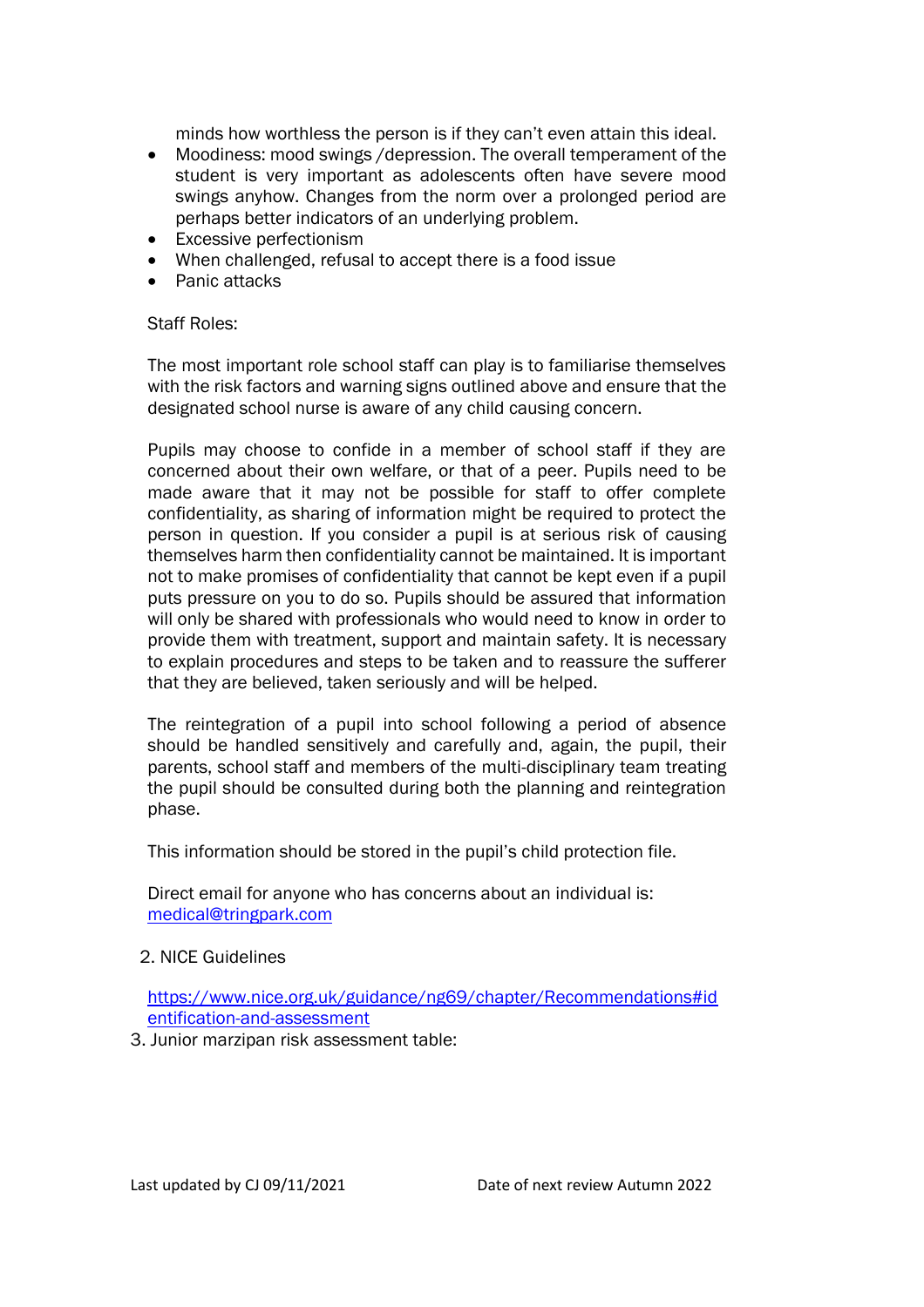minds how worthless the person is if they can't even attain this ideal.

- Moodiness: mood swings /depression. The overall temperament of the student is very important as adolescents often have severe mood swings anyhow. Changes from the norm over a prolonged period are perhaps better indicators of an underlying problem.
- Excessive perfectionism
- When challenged, refusal to accept there is a food issue
- Panic attacks

Staff Roles:

The most important role school staff can play is to familiarise themselves with the risk factors and warning signs outlined above and ensure that the designated school nurse is aware of any child causing concern.

Pupils may choose to confide in a member of school staff if they are concerned about their own welfare, or that of a peer. Pupils need to be made aware that it may not be possible for staff to offer complete confidentiality, as sharing of information might be required to protect the person in question. If you consider a pupil is at serious risk of causing themselves harm then confidentiality cannot be maintained. It is important not to make promises of confidentiality that cannot be kept even if a pupil puts pressure on you to do so. Pupils should be assured that information will only be shared with professionals who would need to know in order to provide them with treatment, support and maintain safety. It is necessary to explain procedures and steps to be taken and to reassure the sufferer that they are believed, taken seriously and will be helped.

The reintegration of a pupil into school following a period of absence should be handled sensitively and carefully and, again, the pupil, their parents, school staff and members of the multi-disciplinary team treating the pupil should be consulted during both the planning and reintegration phase.

This information should be stored in the pupil's child protection file.

Direct email for anyone who has concerns about an individual is: medical@tringpark.com

2. NICE Guidelines

https://www.nice.org.uk/guidance/ng69/chapter/Recommendations#identification-and-assessment

3. Junior marzipan risk assessment table: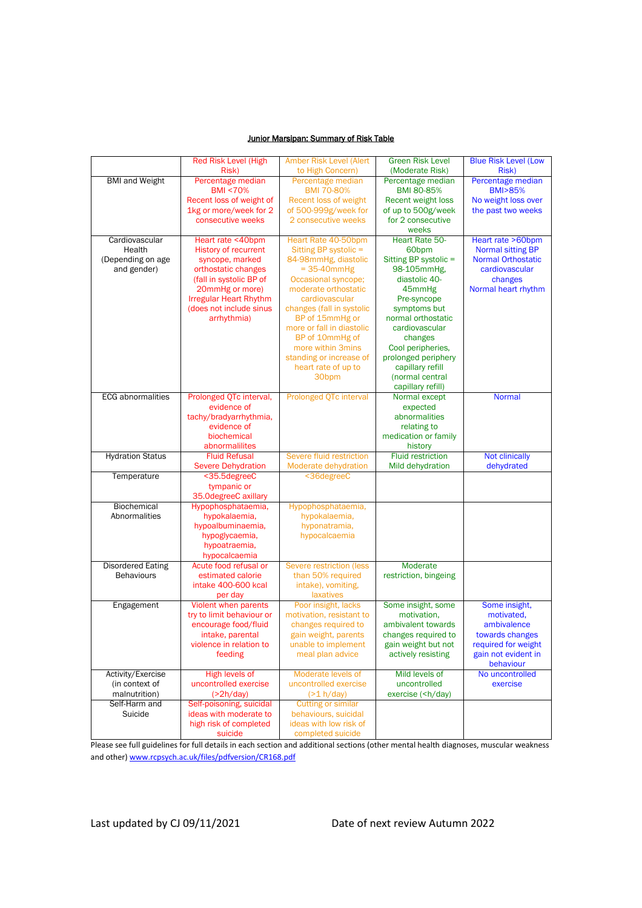**Junior Marsipan: Summary of Risk Table**

| | Red Risk Level (High Risk) | Amber Risk Level (Alert to High Concern) | Green Risk Level (Moderate Risk) | Blue Risk Level (Low Risk) |
|---|---|---|---|---|
| BMI and Weight | Percentage median BMI <70% Recent loss of weight of 1kg or more/week for 2 consecutive weeks | Percentage median BMI 70-80% Recent loss of weight of 500-999g/week for 2 consecutive weeks | Percentage median BMI 80-85% Recent weight loss of up to 500g/week for 2 consecutive weeks | Percentage median BMI>85% No weight loss over the past two weeks |
| Cardiovascular Health (Depending on age and gender) | Heart rate <40bpm History of recurrent syncope, marked orthostatic changes (fall in systolic BP of 20mmHg or more) Irregular Heart Rhythm (does not include sinus arrhythmia) | Heart Rate 40-50bpm Sitting BP systolic = 84-98mmHg, diastolic = 35-40mmHg Occasional syncope; moderate orthostatic cardiovascular changes (fall in systolic BP of 15mmHg or more or fall in diastolic BP of 10mmHg of more within 3mins standing or increase of heart rate of up to 30bpm | Heart Rate 50-60bpm Sitting BP systolic = 98-105mmHg, diastolic 40-45mmHg Pre-syncope symptoms but normal orthostatic cardiovascular changes Cool peripheries, prolonged periphery capillary refill (normal central capillary refill) | Heart rate >60bpm Normal sitting BP Normal Orthostatic cardiovascular changes Normal heart rhythm |
| ECG abnormalities | Prolonged QTc interval, evidence of tachy/bradyarrhythmia, evidence of biochemical abnormalilites | Prolonged QTc interval | Normal except expected abnormalities relating to medication or family history | Normal |
| Hydration Status | Fluid Refusal Severe Dehydration | Severe fluid restriction Moderate dehydration | Fluid restriction Mild dehydration | Not clinically dehydrated |
| Temperature | <35.5degreeC tympanic or 35.0degreeC axillary | <36degreeC | | |
| Biochemical Abnormalities | Hypophosphataemia, hypokalaemia, hypoalbuminaemia, hypoglycaemia, hypoatraemia, hypocalcaemia | Hypophosphataemia, hypokalaemia, hyponatramia, hypocalcaemia | | |
| Disordered Eating Behaviours | Acute food refusal or estimated calorie intake 400-600 kcal per day | Severe restriction (less than 50% required intake), vomiting, laxatives | Moderate restriction, bingeing | |
| Engagement | Violent when parents try to limit behaviour or encourage food/fluid intake, parental violence in relation to feeding | Poor insight, lacks motivation, resistant to changes required to gain weight, parents unable to implement meal plan advice | Some insight, some motivation, ambivalent towards changes required to gain weight but not actively resisting | Some insight, motivated, ambivalence towards changes required for weight gain not evident in behaviour |
| Activity/Exercise (in context of malnutrition) | High levels of uncontrolled exercise (>2h/day) | Moderate levels of uncontrolled exercise (>1 h/day) | Mild levels of uncontrolled exercise (<h/day) | No uncontrolled exercise |
| Self-Harm and Suicide | Self-poisoning, suicidal ideas with moderate to high risk of completed suicide | Cutting or similar behaviours, suicidal ideas with low risk of completed suicide | | |

Please see full guidelines for full details in each section and additional sections (other mental health diagnoses, muscular weakness and other) www.rcpsych.ac.uk/files/pdfversion/CR168.pdf

Last updated by CJ 09/11/2021 Date of next review Autumn 2022